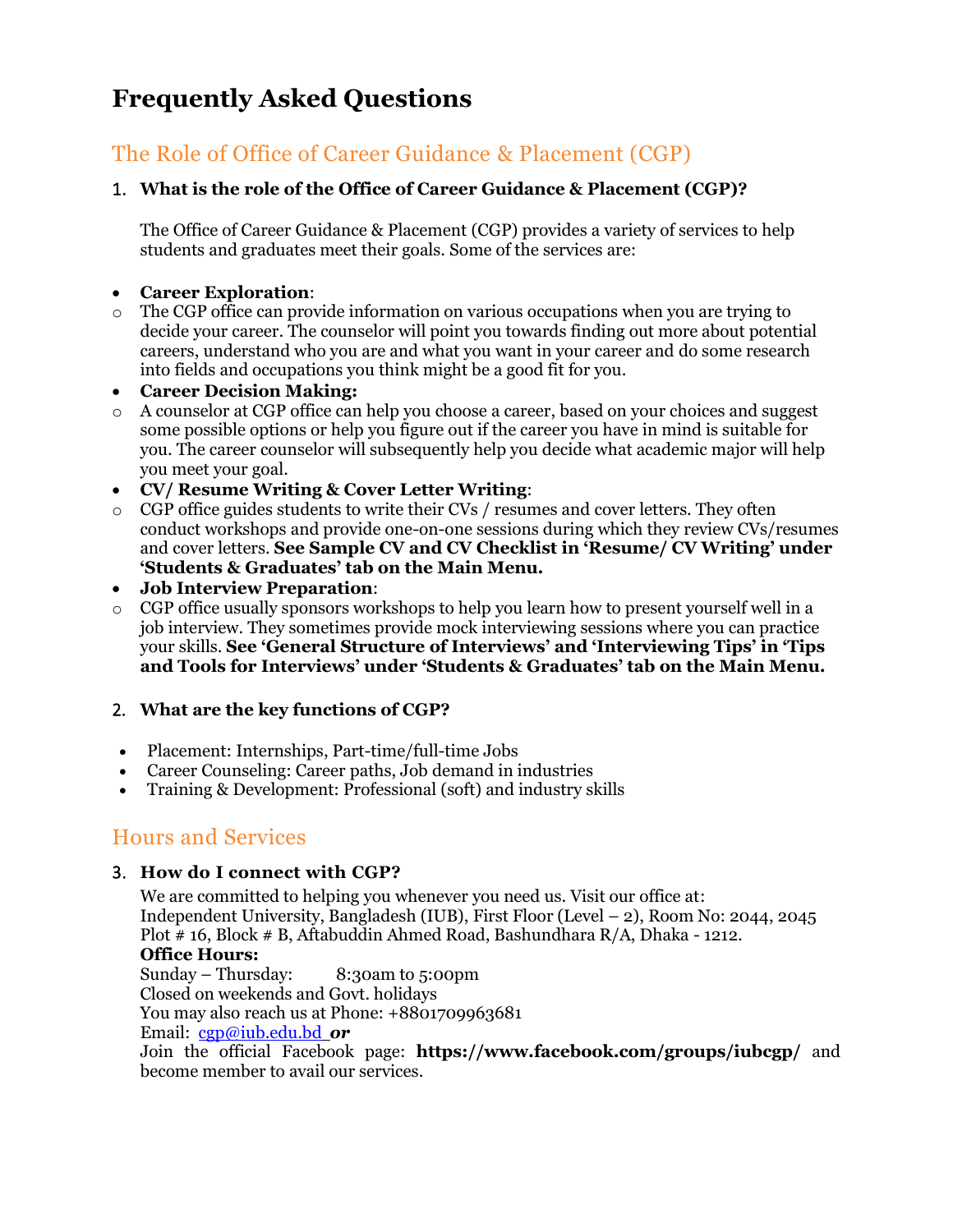# Frequently Asked Questions

## The Role of Office of Career Guidance & Placement (CGP)

1. **What is the role of the Office of Career Guidance & Placement (CGP)?**

   The Office of Career Guidance & Placement (CGP) provides a variety of services to help students and graduates meet their goals. Some of the services are:

- **Career Exploration**:
  - The CGP office can provide information on various occupations when you are trying to decide your career. The counselor will point you towards finding out more about potential careers, understand who you are and what you want in your career and do some research into fields and occupations you think might be a good fit for you.
- **Career Decision Making:**
  - A counselor at CGP office can help you choose a career, based on your choices and suggest some possible options or help you figure out if the career you have in mind is suitable for you. The career counselor will subsequently help you decide what academic major will help you meet your goal.
- **CV/ Resume Writing & Cover Letter Writing**:
  - CGP office guides students to write their CVs / resumes and cover letters. They often conduct workshops and provide one-on-one sessions during which they review CVs/resumes and cover letters. **See Sample CV and CV Checklist in 'Resume/ CV Writing' under 'Students & Graduates' tab on the Main Menu.**
- **Job Interview Preparation**:
  - CGP office usually sponsors workshops to help you learn how to present yourself well in a job interview. They sometimes provide mock interviewing sessions where you can practice your skills. **See 'General Structure of Interviews' and 'Interviewing Tips' in 'Tips and Tools for Interviews' under 'Students & Graduates' tab on the Main Menu.**

2. **What are the key functions of CGP?**

- Placement: Internships, Part-time/full-time Jobs
- Career Counseling: Career paths, Job demand in industries
- Training & Development: Professional (soft) and industry skills

## Hours and Services

3. **How do I connect with CGP?**

   We are committed to helping you whenever you need us. Visit our office at:
   Independent University, Bangladesh (IUB), First Floor (Level – 2), Room No: 2044, 2045
   Plot # 16, Block # B, Aftabuddin Ahmed Road, Bashundhara R/A, Dhaka - 1212.
   **Office Hours:**
   Sunday – Thursday: 8:30am to 5:00pm
   Closed on weekends and Govt. holidays
   You may also reach us at Phone: +8801709963681
   Email: cgp@iub.edu.bd ***or***
   Join the official Facebook page: **https://www.facebook.com/groups/iubcgp/** and become member to avail our services.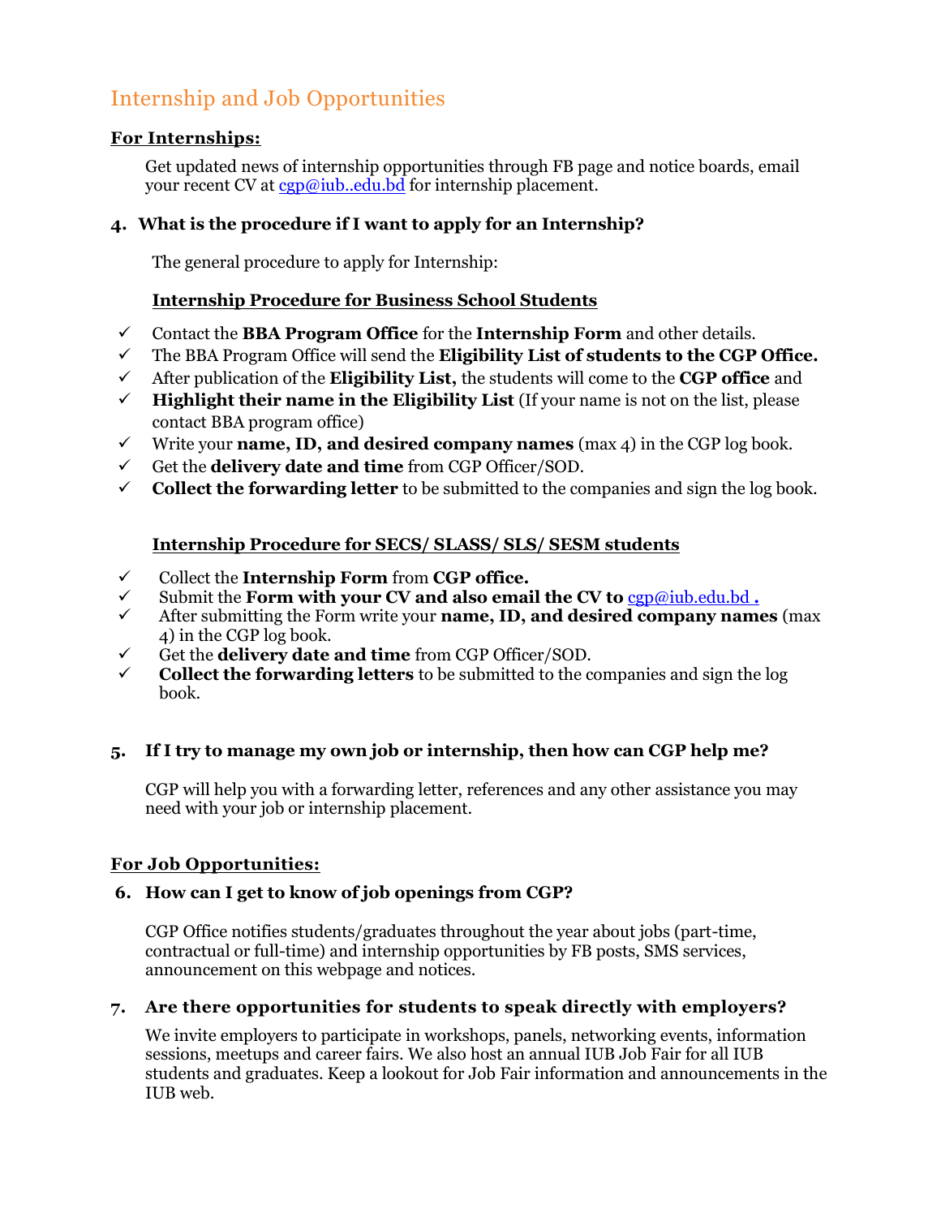## Internship and Job Opportunities

**For Internships:**

Get updated news of internship opportunities through FB page and notice boards, email your recent CV at cgp@iub..edu.bd for internship placement.

### 4. What is the procedure if I want to apply for an Internship?

The general procedure to apply for Internship:

**Internship Procedure for Business School Students**

- ✓ Contact the **BBA Program Office** for the **Internship Form** and other details.
- ✓ The BBA Program Office will send the **Eligibility List of students to the CGP Office.**
- ✓ After publication of the **Eligibility List,** the students will come to the **CGP office** and
- ✓ **Highlight their name in the Eligibility List** (If your name is not on the list, please contact BBA program office)
- ✓ Write your **name, ID, and desired company names** (max 4) in the CGP log book.
- ✓ Get the **delivery date and time** from CGP Officer/SOD.
- ✓ **Collect the forwarding letter** to be submitted to the companies and sign the log book.

**Internship Procedure for SECS/ SLASS/ SLS/ SESM students**

- ✓ Collect the **Internship Form** from **CGP office.**
- ✓ Submit the **Form with your CV and also email the CV to** cgp@iub.edu.bd **.**
- ✓ After submitting the Form write your **name, ID, and desired company names** (max 4) in the CGP log book.
- ✓ Get the **delivery date and time** from CGP Officer/SOD.
- ✓ **Collect the forwarding letters** to be submitted to the companies and sign the log book.

### 5. If I try to manage my own job or internship, then how can CGP help me?

CGP will help you with a forwarding letter, references and any other assistance you may need with your job or internship placement.

**For Job Opportunities:**

### 6. How can I get to know of job openings from CGP?

CGP Office notifies students/graduates throughout the year about jobs (part-time, contractual or full-time) and internship opportunities by FB posts, SMS services, announcement on this webpage and notices.

### 7. Are there opportunities for students to speak directly with employers?

We invite employers to participate in workshops, panels, networking events, information sessions, meetups and career fairs. We also host an annual IUB Job Fair for all IUB students and graduates. Keep a lookout for Job Fair information and announcements in the IUB web.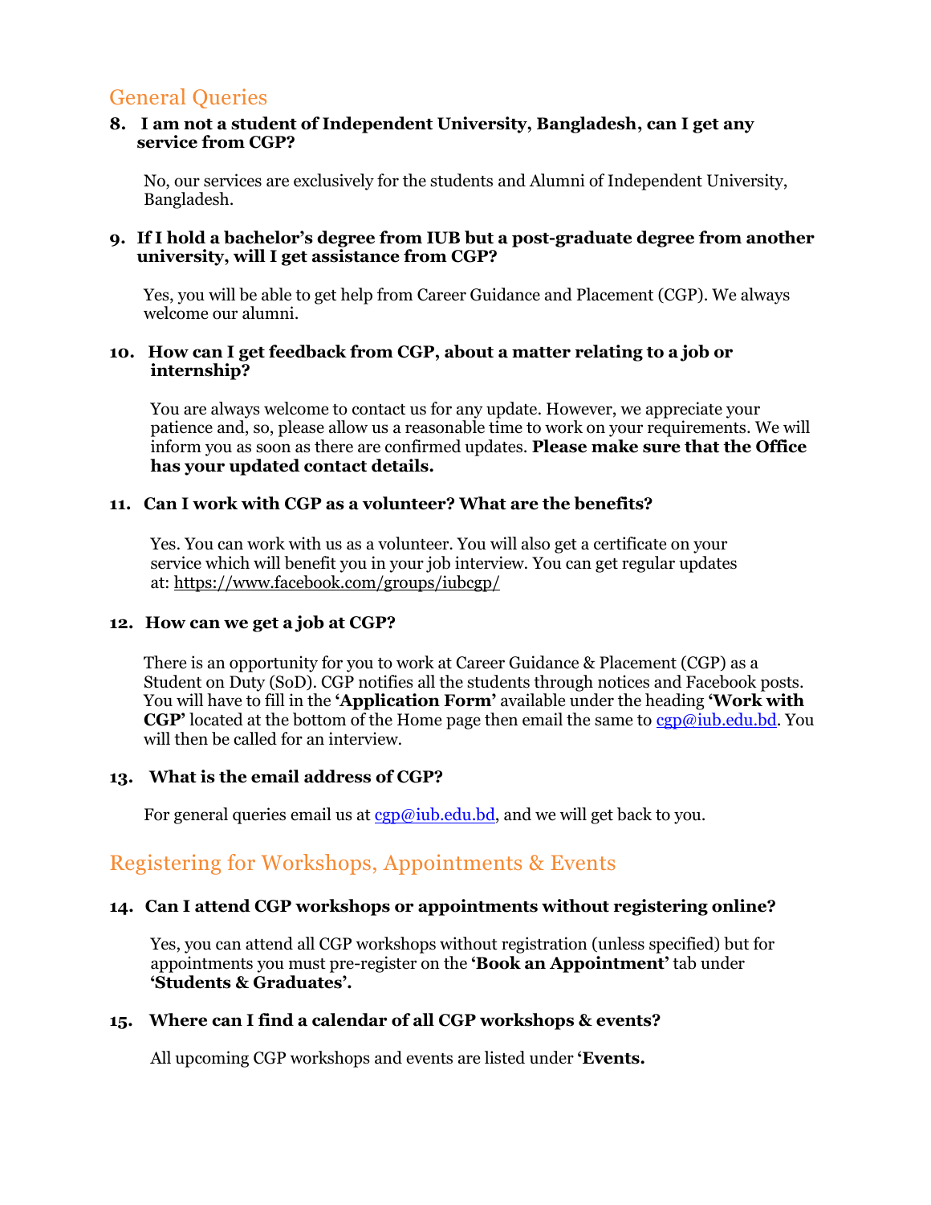## General Queries

**8. I am not a student of Independent University, Bangladesh, can I get any service from CGP?**

No, our services are exclusively for the students and Alumni of Independent University, Bangladesh.

**9. If I hold a bachelor's degree from IUB but a post-graduate degree from another university, will I get assistance from CGP?**

Yes, you will be able to get help from Career Guidance and Placement (CGP). We always welcome our alumni.

**10. How can I get feedback from CGP, about a matter relating to a job or internship?**

You are always welcome to contact us for any update. However, we appreciate your patience and, so, please allow us a reasonable time to work on your requirements. We will inform you as soon as there are confirmed updates. **Please make sure that the Office has your updated contact details.**

**11. Can I work with CGP as a volunteer? What are the benefits?**

Yes. You can work with us as a volunteer. You will also get a certificate on your service which will benefit you in your job interview. You can get regular updates at: https://www.facebook.com/groups/iubcgp/

**12. How can we get a job at CGP?**

There is an opportunity for you to work at Career Guidance & Placement (CGP) as a Student on Duty (SoD). CGP notifies all the students through notices and Facebook posts. You will have to fill in the **'Application Form'** available under the heading **'Work with CGP'** located at the bottom of the Home page then email the same to cgp@iub.edu.bd. You will then be called for an interview.

**13. What is the email address of CGP?**

For general queries email us at cgp@iub.edu.bd, and we will get back to you.

## Registering for Workshops, Appointments & Events

**14. Can I attend CGP workshops or appointments without registering online?**

Yes, you can attend all CGP workshops without registration (unless specified) but for appointments you must pre-register on the **'Book an Appointment'** tab under **'Students & Graduates'.**

**15. Where can I find a calendar of all CGP workshops & events?**

All upcoming CGP workshops and events are listed under **'Events.**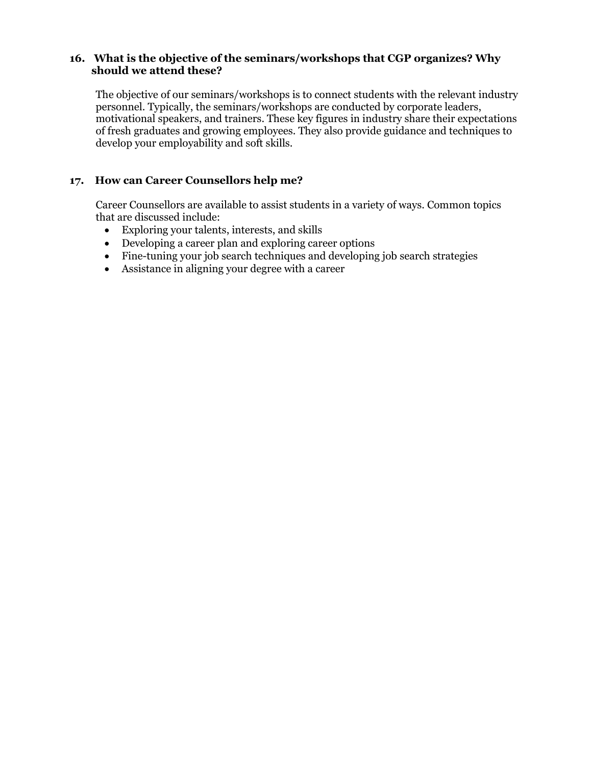### 16. What is the objective of the seminars/workshops that CGP organizes? Why should we attend these?

The objective of our seminars/workshops is to connect students with the relevant industry personnel. Typically, the seminars/workshops are conducted by corporate leaders, motivational speakers, and trainers. These key figures in industry share their expectations of fresh graduates and growing employees. They also provide guidance and techniques to develop your employability and soft skills.

### 17. How can Career Counsellors help me?

Career Counsellors are available to assist students in a variety of ways. Common topics that are discussed include:

- Exploring your talents, interests, and skills
- Developing a career plan and exploring career options
- Fine-tuning your job search techniques and developing job search strategies
- Assistance in aligning your degree with a career